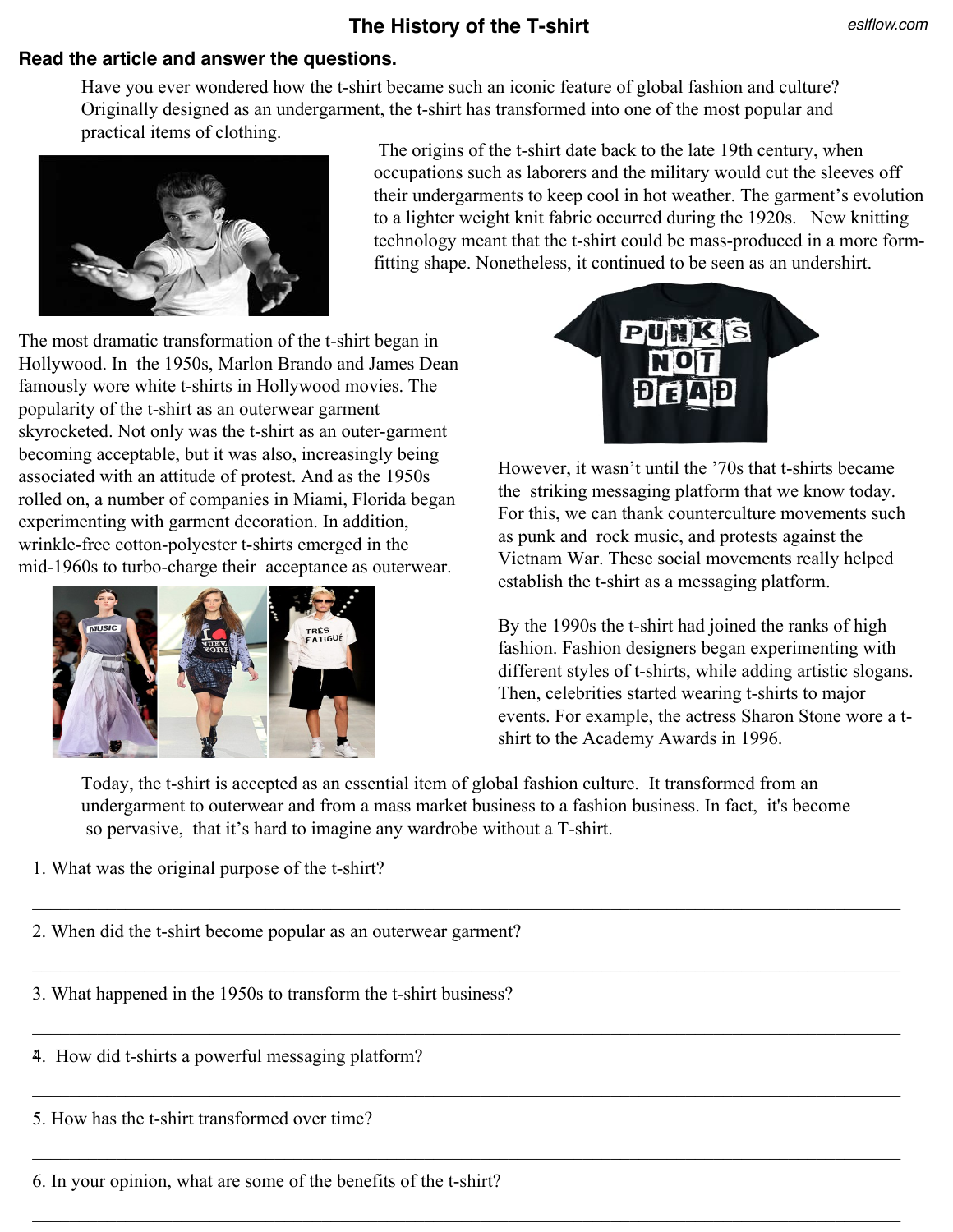# The History of the T-shirt

**Read the article and answer the questions.**

Have you ever wondered how the t-shirt became such an iconic feature of global fashion and culture? Originally designed as an undergarment, the t-shirt has transformed into one of the most popular and practical items of clothing.

The origins of the t-shirt date back to the late 19th century, when occupations such as laborers and the military would cut the sleeves off their undergarments to keep cool in hot weather. The garment's evolution to a lighter weight knit fabric occurred during the 1920s. New knitting technology meant that the t-shirt could be mass-produced in a more form-fitting shape. Nonetheless, it continued to be seen as an undershirt.

The most dramatic transformation of the t-shirt began in Hollywood. In the 1950s, Marlon Brando and James Dean famously wore white t-shirts in Hollywood movies. The popularity of the t-shirt as an outerwear garment skyrocketed. Not only was the t-shirt as an outer-garment becoming acceptable, but it was also, increasingly being associated with an attitude of protest. And as the 1950s rolled on, a number of companies in Miami, Florida began experimenting with garment decoration. In addition, wrinkle-free cotton-polyester t-shirts emerged in the mid-1960s to turbo-charge their acceptance as outerwear.

However, it wasn't until the '70s that t-shirts became the striking messaging platform that we know today. For this, we can thank counterculture movements such as punk and rock music, and protests against the Vietnam War. These social movements really helped establish the t-shirt as a messaging platform.

By the 1990s the t-shirt had joined the ranks of high fashion. Fashion designers began experimenting with different styles of t-shirts, while adding artistic slogans. Then, celebrities started wearing t-shirts to major events. For example, the actress Sharon Stone wore a t-shirt to the Academy Awards in 1996.

Today, the t-shirt is accepted as an essential item of global fashion culture. It transformed from an undergarment to outerwear and from a mass market business to a fashion business. In fact, it's become so pervasive, that it's hard to imagine any wardrobe without a T-shirt.

1. What was the original purpose of the t-shirt?

______________________________________________________________________

2. When did the t-shirt become popular as an outerwear garment?

______________________________________________________________________

3. What happened in the 1950s to transform the t-shirt business?

______________________________________________________________________

4. How did t-shirts a powerful messaging platform?

______________________________________________________________________

5. How has the t-shirt transformed over time?

______________________________________________________________________

6. In your opinion, what are some of the benefits of the t-shirt?

______________________________________________________________________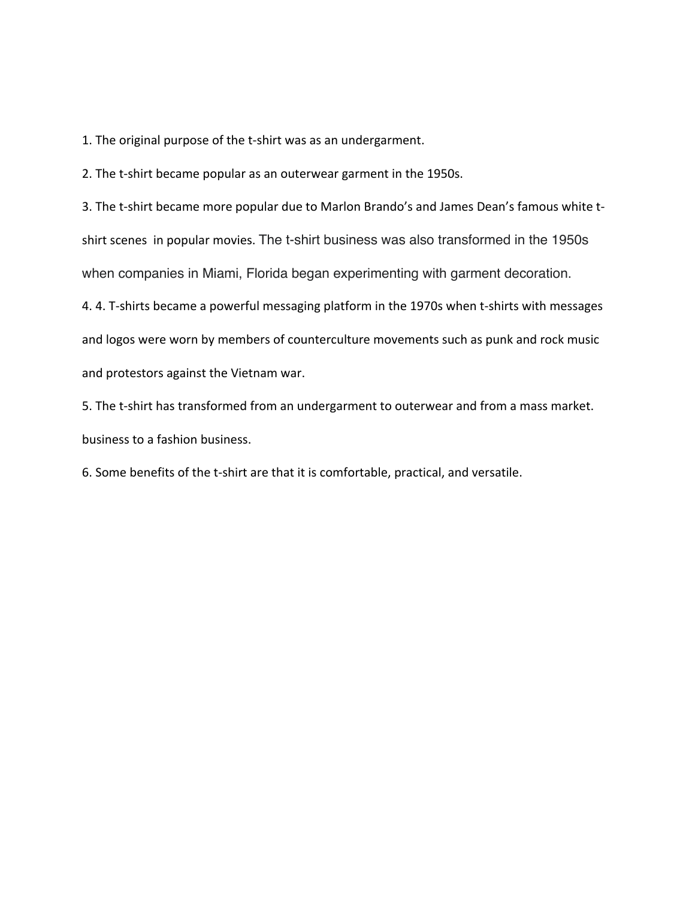1. The original purpose of the t-shirt was as an undergarment.

2. The t-shirt became popular as an outerwear garment in the 1950s.

3. The t-shirt became more popular due to Marlon Brando's and James Dean's famous white t-shirt scenes in popular movies. The t-shirt business was also transformed in the 1950s when companies in Miami, Florida began experimenting with garment decoration.

4. 4. T-shirts became a powerful messaging platform in the 1970s when t-shirts with messages and logos were worn by members of counterculture movements such as punk and rock music and protestors against the Vietnam war.

5. The t-shirt has transformed from an undergarment to outerwear and from a mass market. business to a fashion business.

6. Some benefits of the t-shirt are that it is comfortable, practical, and versatile.